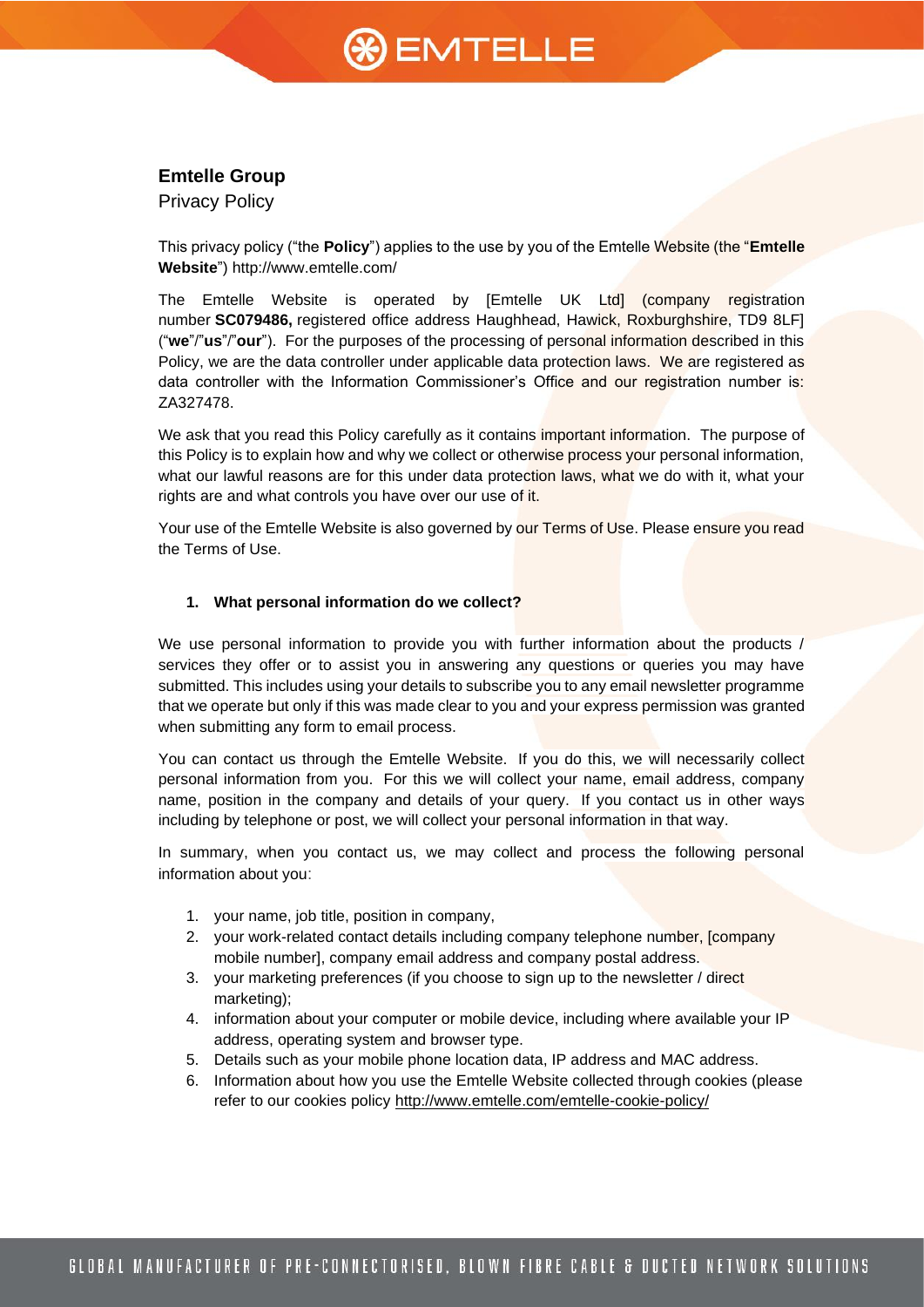# Emtelle Group

Privacy Policy

This privacy policy ("the **Policy**") applies to the use by you of the Emtelle Website (the "**Emtelle Website**") http://www.emtelle.com/

The Emtelle Website is operated by [Emtelle UK Ltd] (company registration number **SC079486,** registered office address Haughhead, Hawick, Roxburghshire, TD9 8LF] ("**we**"/"**us**"/"**our**"). For the purposes of the processing of personal information described in this Policy, we are the data controller under applicable data protection laws. We are registered as data controller with the Information Commissioner's Office and our registration number is: ZA327478.

We ask that you read this Policy carefully as it contains important information. The purpose of this Policy is to explain how and why we collect or otherwise process your personal information, what our lawful reasons are for this under data protection laws, what we do with it, what your rights are and what controls you have over our use of it.

Your use of the Emtelle Website is also governed by our Terms of Use. Please ensure you read the Terms of Use.

## 1. What personal information do we collect?

We use personal information to provide you with further information about the products / services they offer or to assist you in answering any questions or queries you may have submitted. This includes using your details to subscribe you to any email newsletter programme that we operate but only if this was made clear to you and your express permission was granted when submitting any form to email process.

You can contact us through the Emtelle Website. If you do this, we will necessarily collect personal information from you. For this we will collect your name, email address, company name, position in the company and details of your query. If you contact us in other ways including by telephone or post, we will collect your personal information in that way.

In summary, when you contact us, we may collect and process the following personal information about you:

1. your name, job title, position in company,
2. your work-related contact details including company telephone number, [company mobile number], company email address and company postal address.
3. your marketing preferences (if you choose to sign up to the newsletter / direct marketing);
4. information about your computer or mobile device, including where available your IP address, operating system and browser type.
5. Details such as your mobile phone location data, IP address and MAC address.
6. Information about how you use the Emtelle Website collected through cookies (please refer to our cookies policy http://www.emtelle.com/emtelle-cookie-policy/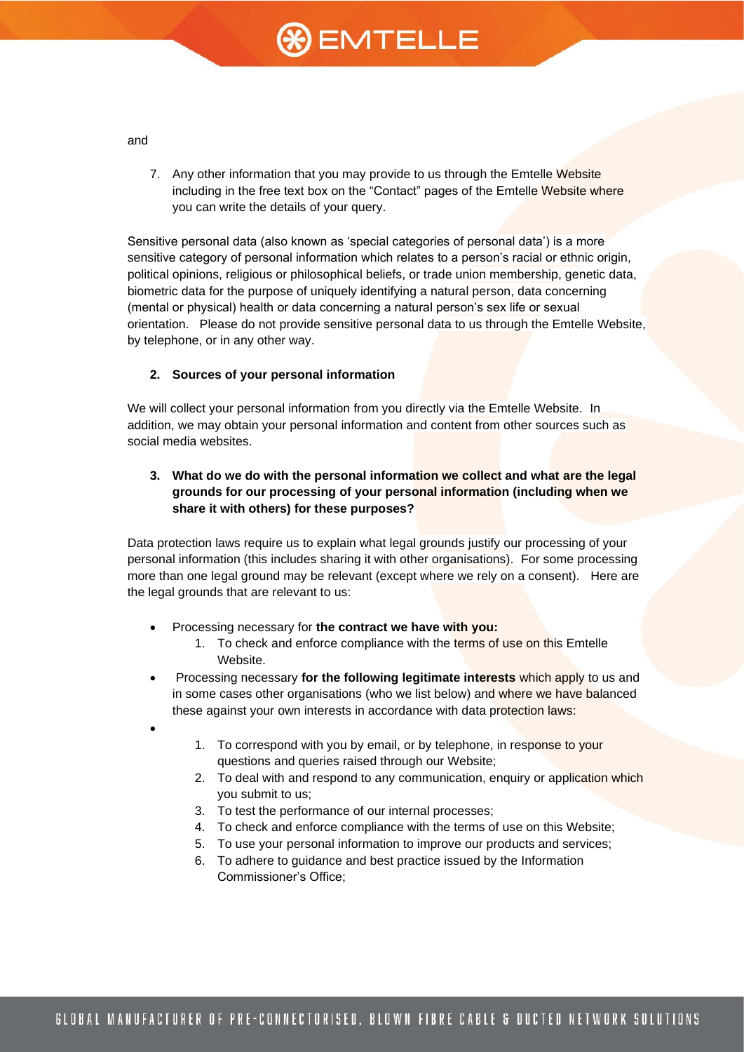and

7. Any other information that you may provide to us through the Emtelle Website including in the free text box on the "Contact" pages of the Emtelle Website where you can write the details of your query.

Sensitive personal data (also known as 'special categories of personal data') is a more sensitive category of personal information which relates to a person's racial or ethnic origin, political opinions, religious or philosophical beliefs, or trade union membership, genetic data, biometric data for the purpose of uniquely identifying a natural person, data concerning (mental or physical) health or data concerning a natural person's sex life or sexual orientation. Please do not provide sensitive personal data to us through the Emtelle Website, by telephone, or in any other way.

**2. Sources of your personal information**

We will collect your personal information from you directly via the Emtelle Website. In addition, we may obtain your personal information and content from other sources such as social media websites.

**3. What do we do with the personal information we collect and what are the legal grounds for our processing of your personal information (including when we share it with others) for these purposes?**

Data protection laws require us to explain what legal grounds justify our processing of your personal information (this includes sharing it with other organisations). For some processing more than one legal ground may be relevant (except where we rely on a consent). Here are the legal grounds that are relevant to us:

- Processing necessary for **the contract we have with you:**
    1. To check and enforce compliance with the terms of use on this Emtelle Website.
- Processing necessary **for the following legitimate interests** which apply to us and in some cases other organisations (who we list below) and where we have balanced these against your own interests in accordance with data protection laws:
-
    1. To correspond with you by email, or by telephone, in response to your questions and queries raised through our Website;
    2. To deal with and respond to any communication, enquiry or application which you submit to us;
    3. To test the performance of our internal processes;
    4. To check and enforce compliance with the terms of use on this Website;
    5. To use your personal information to improve our products and services;
    6. To adhere to guidance and best practice issued by the Information Commissioner's Office;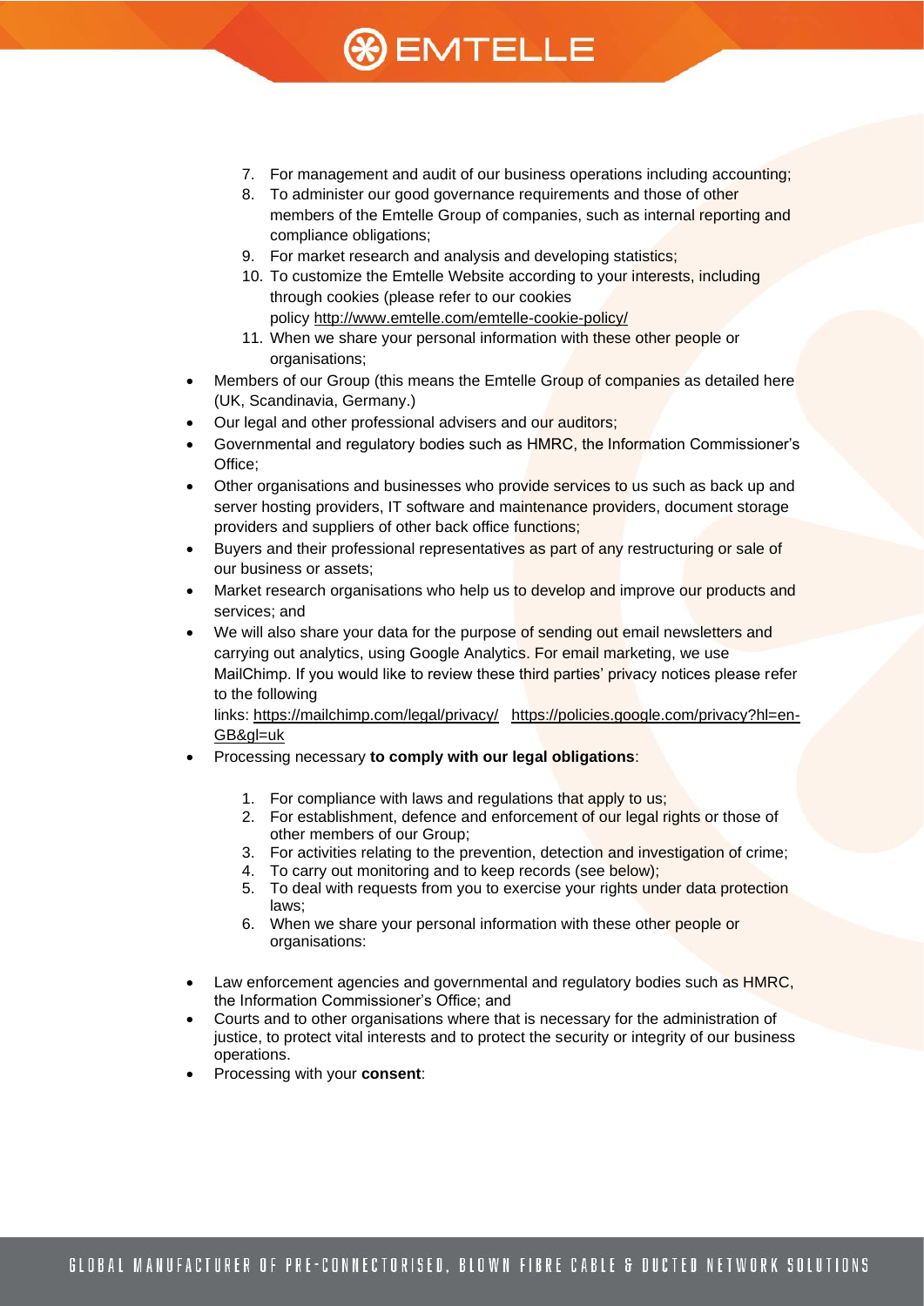7. For management and audit of our business operations including accounting;
8. To administer our good governance requirements and those of other members of the Emtelle Group of companies, such as internal reporting and compliance obligations;
9. For market research and analysis and developing statistics;
10. To customize the Emtelle Website according to your interests, including through cookies (please refer to our cookies policy http://www.emtelle.com/emtelle-cookie-policy/
11. When we share your personal information with these other people or organisations;

- Members of our Group (this means the Emtelle Group of companies as detailed here (UK, Scandinavia, Germany.)
- Our legal and other professional advisers and our auditors;
- Governmental and regulatory bodies such as HMRC, the Information Commissioner's Office;
- Other organisations and businesses who provide services to us such as back up and server hosting providers, IT software and maintenance providers, document storage providers and suppliers of other back office functions;
- Buyers and their professional representatives as part of any restructuring or sale of our business or assets;
- Market research organisations who help us to develop and improve our products and services; and
- We will also share your data for the purpose of sending out email newsletters and carrying out analytics, using Google Analytics. For email marketing, we use MailChimp. If you would like to review these third parties' privacy notices please refer to the following links: https://mailchimp.com/legal/privacy/ https://policies.google.com/privacy?hl=en-GB&gl=uk
- Processing necessary **to comply with our legal obligations**:

1. For compliance with laws and regulations that apply to us;
2. For establishment, defence and enforcement of our legal rights or those of other members of our Group;
3. For activities relating to the prevention, detection and investigation of crime;
4. To carry out monitoring and to keep records (see below);
5. To deal with requests from you to exercise your rights under data protection laws;
6. When we share your personal information with these other people or organisations:

- Law enforcement agencies and governmental and regulatory bodies such as HMRC, the Information Commissioner's Office; and
- Courts and to other organisations where that is necessary for the administration of justice, to protect vital interests and to protect the security or integrity of our business operations.
- Processing with your **consent**: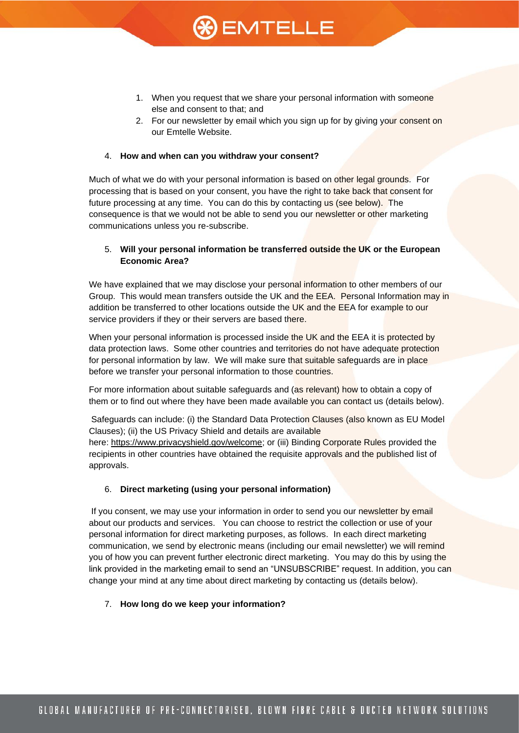1. When you request that we share your personal information with someone else and consent to that; and
2. For our newsletter by email which you sign up for by giving your consent on our Emtelle Website.

4. **How and when can you withdraw your consent?**

Much of what we do with your personal information is based on other legal grounds. For processing that is based on your consent, you have the right to take back that consent for future processing at any time. You can do this by contacting us (see below). The consequence is that we would not be able to send you our newsletter or other marketing communications unless you re-subscribe.

5. **Will your personal information be transferred outside the UK or the European Economic Area?**

We have explained that we may disclose your personal information to other members of our Group. This would mean transfers outside the UK and the EEA. Personal Information may in addition be transferred to other locations outside the UK and the EEA for example to our service providers if they or their servers are based there.

When your personal information is processed inside the UK and the EEA it is protected by data protection laws. Some other countries and territories do not have adequate protection for personal information by law. We will make sure that suitable safeguards are in place before we transfer your personal information to those countries.

For more information about suitable safeguards and (as relevant) how to obtain a copy of them or to find out where they have been made available you can contact us (details below).

Safeguards can include: (i) the Standard Data Protection Clauses (also known as EU Model Clauses); (ii) the US Privacy Shield and details are available here: https://www.privacyshield.gov/welcome; or (iii) Binding Corporate Rules provided the recipients in other countries have obtained the requisite approvals and the published list of approvals.

6. **Direct marketing (using your personal information)**

If you consent, we may use your information in order to send you our newsletter by email about our products and services. You can choose to restrict the collection or use of your personal information for direct marketing purposes, as follows. In each direct marketing communication, we send by electronic means (including our email newsletter) we will remind you of how you can prevent further electronic direct marketing. You may do this by using the link provided in the marketing email to send an "UNSUBSCRIBE" request. In addition, you can change your mind at any time about direct marketing by contacting us (details below).

7. **How long do we keep your information?**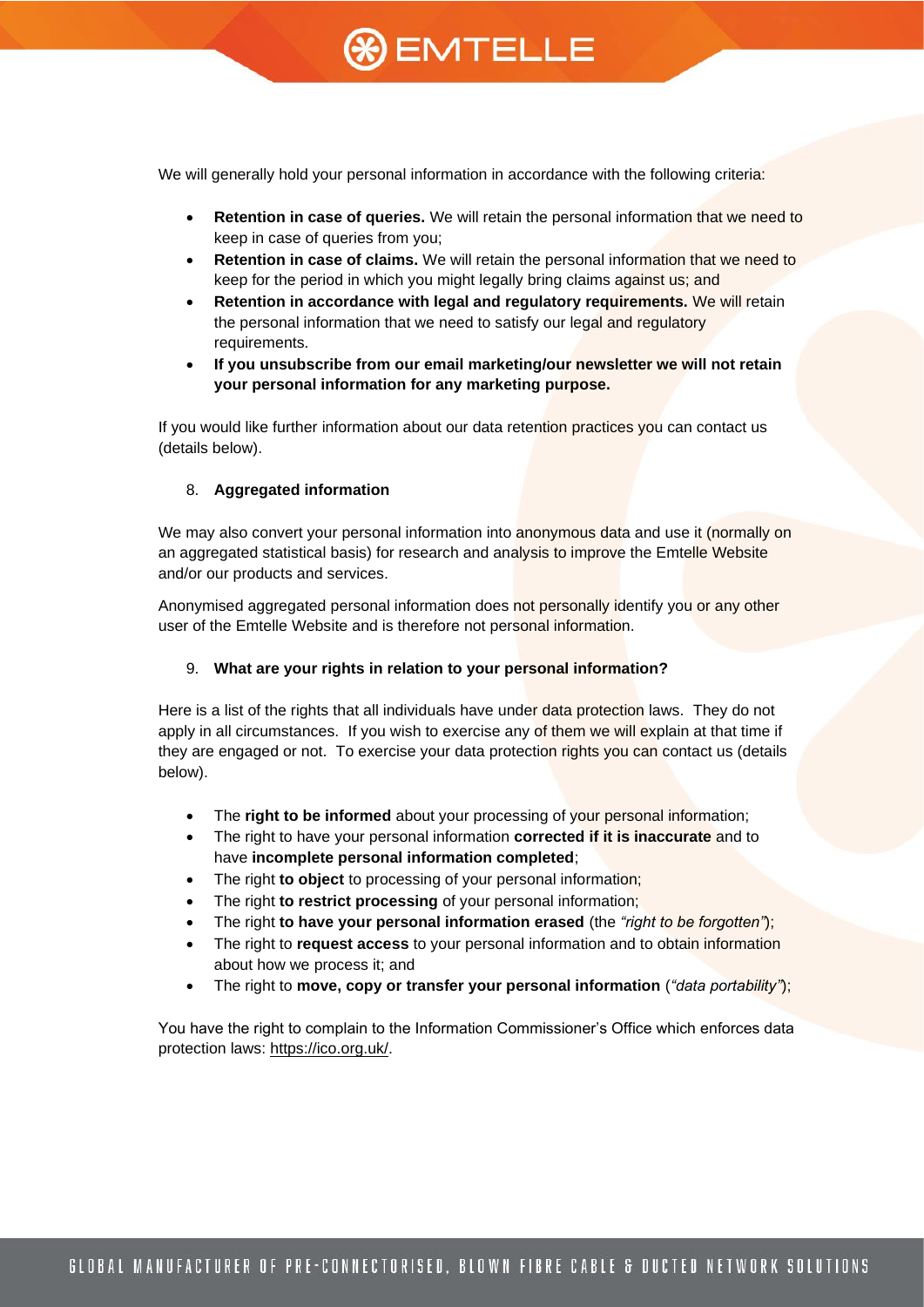We will generally hold your personal information in accordance with the following criteria:

- **Retention in case of queries.** We will retain the personal information that we need to keep in case of queries from you;
- **Retention in case of claims.** We will retain the personal information that we need to keep for the period in which you might legally bring claims against us; and
- **Retention in accordance with legal and regulatory requirements.** We will retain the personal information that we need to satisfy our legal and regulatory requirements.
- **If you unsubscribe from our email marketing/our newsletter we will not retain your personal information for any marketing purpose.**

If you would like further information about our data retention practices you can contact us (details below).

## 8. Aggregated information

We may also convert your personal information into anonymous data and use it (normally on an aggregated statistical basis) for research and analysis to improve the Emtelle Website and/or our products and services.

Anonymised aggregated personal information does not personally identify you or any other user of the Emtelle Website and is therefore not personal information.

## 9. What are your rights in relation to your personal information?

Here is a list of the rights that all individuals have under data protection laws. They do not apply in all circumstances. If you wish to exercise any of them we will explain at that time if they are engaged or not. To exercise your data protection rights you can contact us (details below).

- The **right to be informed** about your processing of your personal information;
- The right to have your personal information **corrected if it is inaccurate** and to have **incomplete personal information completed**;
- The right **to object** to processing of your personal information;
- The right **to restrict processing** of your personal information;
- The right **to have your personal information erased** (the *"right to be forgotten"*);
- The right to **request access** to your personal information and to obtain information about how we process it; and
- The right to **move, copy or transfer your personal information** (*"data portability"*);

You have the right to complain to the Information Commissioner's Office which enforces data protection laws: https://ico.org.uk/.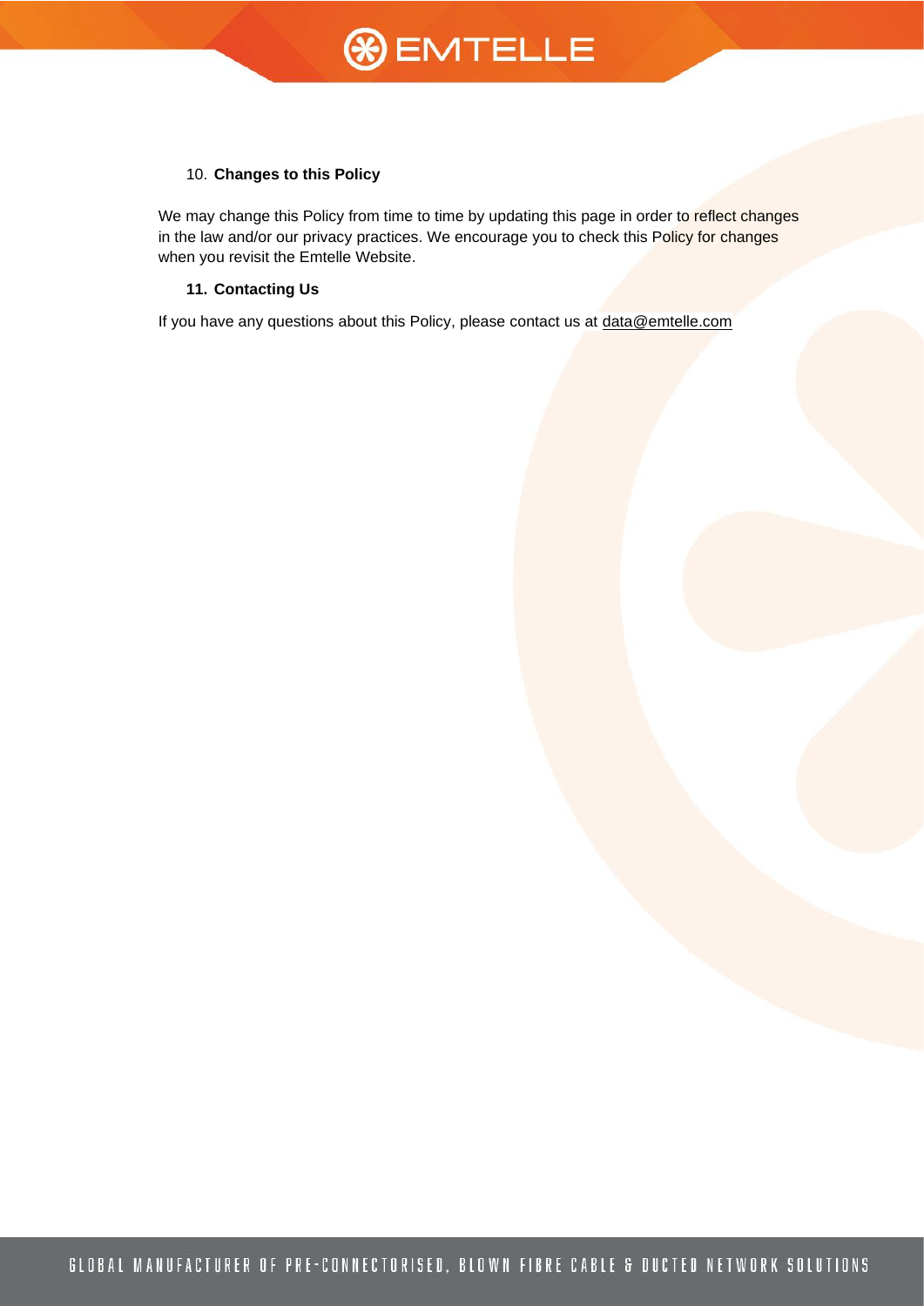10. **Changes to this Policy**

We may change this Policy from time to time by updating this page in order to reflect changes in the law and/or our privacy practices. We encourage you to check this Policy for changes when you revisit the Emtelle Website.

11. **Contacting Us**

If you have any questions about this Policy, please contact us at data@emtelle.com